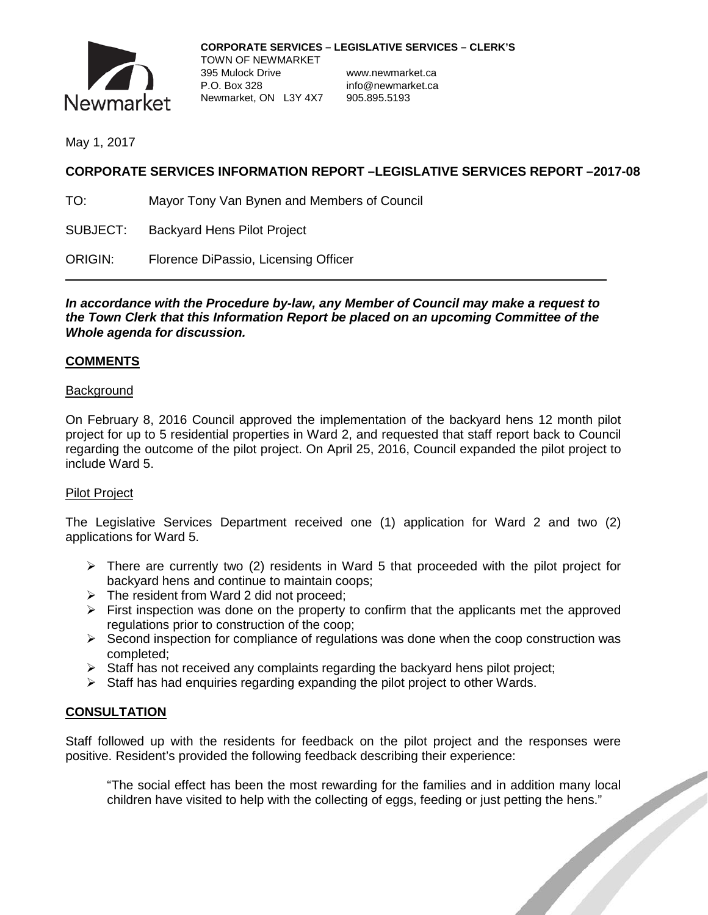**CORPORATE SERVICES – LEGISLATIVE SERVICES – CLERK'S**
TOWN OF NEWMARKET
395 Mulock Drive
P.O. Box 328
Newmarket, ON L3Y 4X7

www.newmarket.ca
info@newmarket.ca
905.895.5193

May 1, 2017

**CORPORATE SERVICES INFORMATION REPORT –LEGISLATIVE SERVICES REPORT –2017-08**

TO: Mayor Tony Van Bynen and Members of Council

SUBJECT: Backyard Hens Pilot Project

ORIGIN: Florence DiPassio, Licensing Officer

***In accordance with the Procedure by-law, any Member of Council may make a request to the Town Clerk that this Information Report be placed on an upcoming Committee of the Whole agenda for discussion.***

## COMMENTS

### Background

On February 8, 2016 Council approved the implementation of the backyard hens 12 month pilot project for up to 5 residential properties in Ward 2, and requested that staff report back to Council regarding the outcome of the pilot project. On April 25, 2016, Council expanded the pilot project to include Ward 5.

### Pilot Project

The Legislative Services Department received one (1) application for Ward 2 and two (2) applications for Ward 5.

- There are currently two (2) residents in Ward 5 that proceeded with the pilot project for backyard hens and continue to maintain coops;
- The resident from Ward 2 did not proceed;
- First inspection was done on the property to confirm that the applicants met the approved regulations prior to construction of the coop;
- Second inspection for compliance of regulations was done when the coop construction was completed;
- Staff has not received any complaints regarding the backyard hens pilot project;
- Staff has had enquiries regarding expanding the pilot project to other Wards.

## CONSULTATION

Staff followed up with the residents for feedback on the pilot project and the responses were positive. Resident's provided the following feedback describing their experience:

> "The social effect has been the most rewarding for the families and in addition many local children have visited to help with the collecting of eggs, feeding or just petting the hens."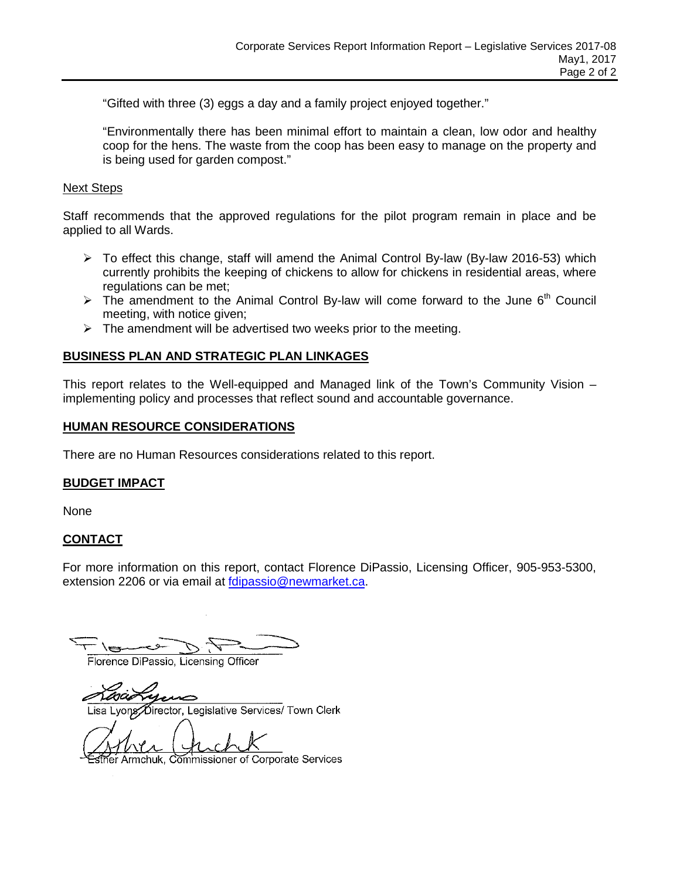"Gifted with three (3) eggs a day and a family project enjoyed together."

"Environmentally there has been minimal effort to maintain a clean, low odor and healthy coop for the hens. The waste from the coop has been easy to manage on the property and is being used for garden compost."

Next Steps

Staff recommends that the approved regulations for the pilot program remain in place and be applied to all Wards.

- To effect this change, staff will amend the Animal Control By-law (By-law 2016-53) which currently prohibits the keeping of chickens to allow for chickens in residential areas, where regulations can be met;
- The amendment to the Animal Control By-law will come forward to the June 6th Council meeting, with notice given;
- The amendment will be advertised two weeks prior to the meeting.

## BUSINESS PLAN AND STRATEGIC PLAN LINKAGES

This report relates to the Well-equipped and Managed link of the Town's Community Vision – implementing policy and processes that reflect sound and accountable governance.

## HUMAN RESOURCE CONSIDERATIONS

There are no Human Resources considerations related to this report.

## BUDGET IMPACT

None

## CONTACT

For more information on this report, contact Florence DiPassio, Licensing Officer, 905-953-5300, extension 2206 or via email at fdipassio@newmarket.ca.

Florence DiPassio, Licensing Officer

Lisa Lyons, Director, Legislative Services/ Town Clerk

Esther Armchuk, Commissioner of Corporate Services